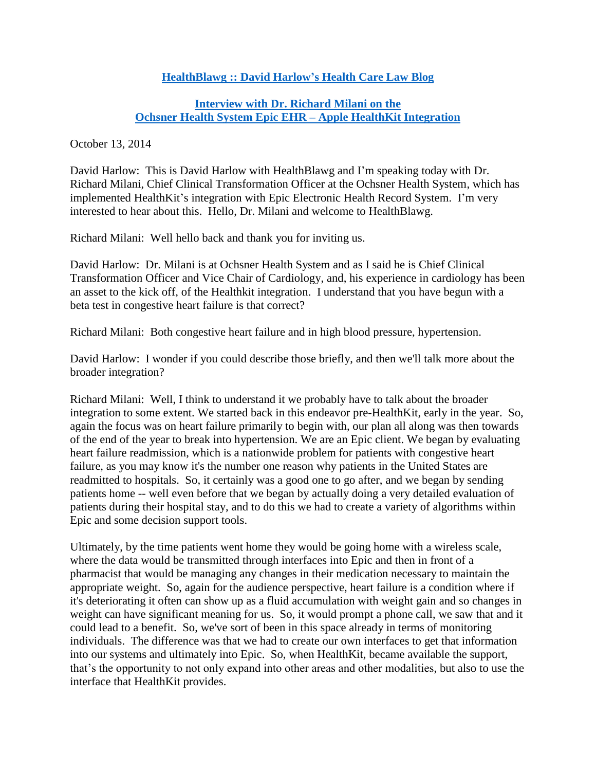# [HealthBlawg :: David Harlow's Health Care Law Blog]

## [Interview with Dr. Richard Milani on the Ochsner Health System Epic EHR – Apple HealthKit Integration]

October 13, 2014

David Harlow: This is David Harlow with HealthBlawg and I'm speaking today with Dr. Richard Milani, Chief Clinical Transformation Officer at the Ochsner Health System, which has implemented HealthKit's integration with Epic Electronic Health Record System. I'm very interested to hear about this. Hello, Dr. Milani and welcome to HealthBlawg.

Richard Milani: Well hello back and thank you for inviting us.

David Harlow: Dr. Milani is at Ochsner Health System and as I said he is Chief Clinical Transformation Officer and Vice Chair of Cardiology, and, his experience in cardiology has been an asset to the kick off, of the Healthkit integration. I understand that you have begun with a beta test in congestive heart failure is that correct?

Richard Milani: Both congestive heart failure and in high blood pressure, hypertension.

David Harlow: I wonder if you could describe those briefly, and then we'll talk more about the broader integration?

Richard Milani: Well, I think to understand it we probably have to talk about the broader integration to some extent. We started back in this endeavor pre-HealthKit, early in the year. So, again the focus was on heart failure primarily to begin with, our plan all along was then towards of the end of the year to break into hypertension. We are an Epic client. We began by evaluating heart failure readmission, which is a nationwide problem for patients with congestive heart failure, as you may know it's the number one reason why patients in the United States are readmitted to hospitals. So, it certainly was a good one to go after, and we began by sending patients home -- well even before that we began by actually doing a very detailed evaluation of patients during their hospital stay, and to do this we had to create a variety of algorithms within Epic and some decision support tools.

Ultimately, by the time patients went home they would be going home with a wireless scale, where the data would be transmitted through interfaces into Epic and then in front of a pharmacist that would be managing any changes in their medication necessary to maintain the appropriate weight. So, again for the audience perspective, heart failure is a condition where if it's deteriorating it often can show up as a fluid accumulation with weight gain and so changes in weight can have significant meaning for us. So, it would prompt a phone call, we saw that and it could lead to a benefit. So, we've sort of been in this space already in terms of monitoring individuals. The difference was that we had to create our own interfaces to get that information into our systems and ultimately into Epic. So, when HealthKit, became available the support, that's the opportunity to not only expand into other areas and other modalities, but also to use the interface that HealthKit provides.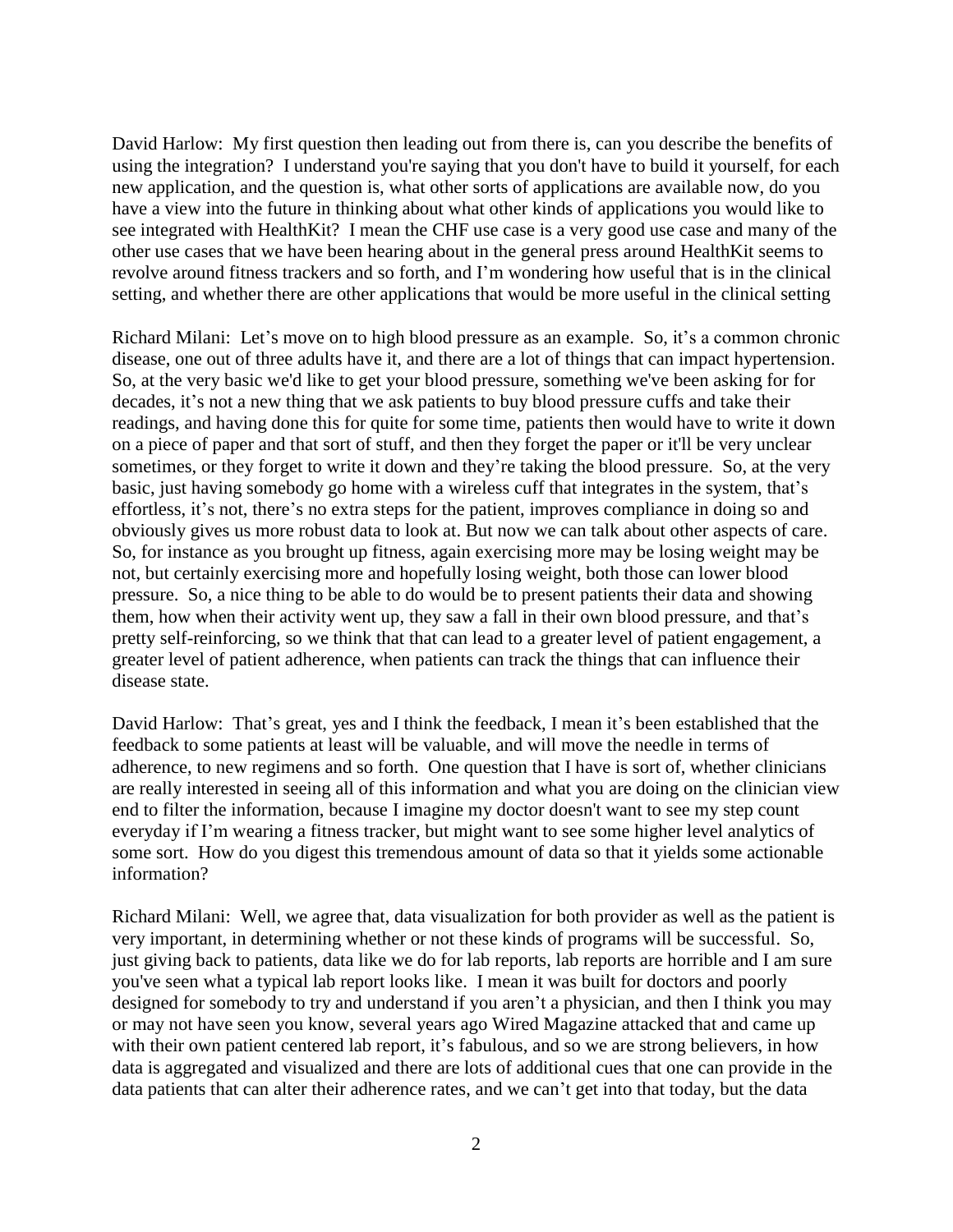David Harlow: My first question then leading out from there is, can you describe the benefits of using the integration? I understand you're saying that you don't have to build it yourself, for each new application, and the question is, what other sorts of applications are available now, do you have a view into the future in thinking about what other kinds of applications you would like to see integrated with HealthKit? I mean the CHF use case is a very good use case and many of the other use cases that we have been hearing about in the general press around HealthKit seems to revolve around fitness trackers and so forth, and I'm wondering how useful that is in the clinical setting, and whether there are other applications that would be more useful in the clinical setting

Richard Milani: Let's move on to high blood pressure as an example. So, it's a common chronic disease, one out of three adults have it, and there are a lot of things that can impact hypertension. So, at the very basic we'd like to get your blood pressure, something we've been asking for for decades, it's not a new thing that we ask patients to buy blood pressure cuffs and take their readings, and having done this for quite for some time, patients then would have to write it down on a piece of paper and that sort of stuff, and then they forget the paper or it'll be very unclear sometimes, or they forget to write it down and they're taking the blood pressure. So, at the very basic, just having somebody go home with a wireless cuff that integrates in the system, that's effortless, it's not, there's no extra steps for the patient, improves compliance in doing so and obviously gives us more robust data to look at. But now we can talk about other aspects of care. So, for instance as you brought up fitness, again exercising more may be losing weight may be not, but certainly exercising more and hopefully losing weight, both those can lower blood pressure. So, a nice thing to be able to do would be to present patients their data and showing them, how when their activity went up, they saw a fall in their own blood pressure, and that's pretty self-reinforcing, so we think that that can lead to a greater level of patient engagement, a greater level of patient adherence, when patients can track the things that can influence their disease state.

David Harlow: That's great, yes and I think the feedback, I mean it's been established that the feedback to some patients at least will be valuable, and will move the needle in terms of adherence, to new regimens and so forth. One question that I have is sort of, whether clinicians are really interested in seeing all of this information and what you are doing on the clinician view end to filter the information, because I imagine my doctor doesn't want to see my step count everyday if I'm wearing a fitness tracker, but might want to see some higher level analytics of some sort. How do you digest this tremendous amount of data so that it yields some actionable information?

Richard Milani: Well, we agree that, data visualization for both provider as well as the patient is very important, in determining whether or not these kinds of programs will be successful. So, just giving back to patients, data like we do for lab reports, lab reports are horrible and I am sure you've seen what a typical lab report looks like. I mean it was built for doctors and poorly designed for somebody to try and understand if you aren't a physician, and then I think you may or may not have seen you know, several years ago Wired Magazine attacked that and came up with their own patient centered lab report, it's fabulous, and so we are strong believers, in how data is aggregated and visualized and there are lots of additional cues that one can provide in the data patients that can alter their adherence rates, and we can't get into that today, but the data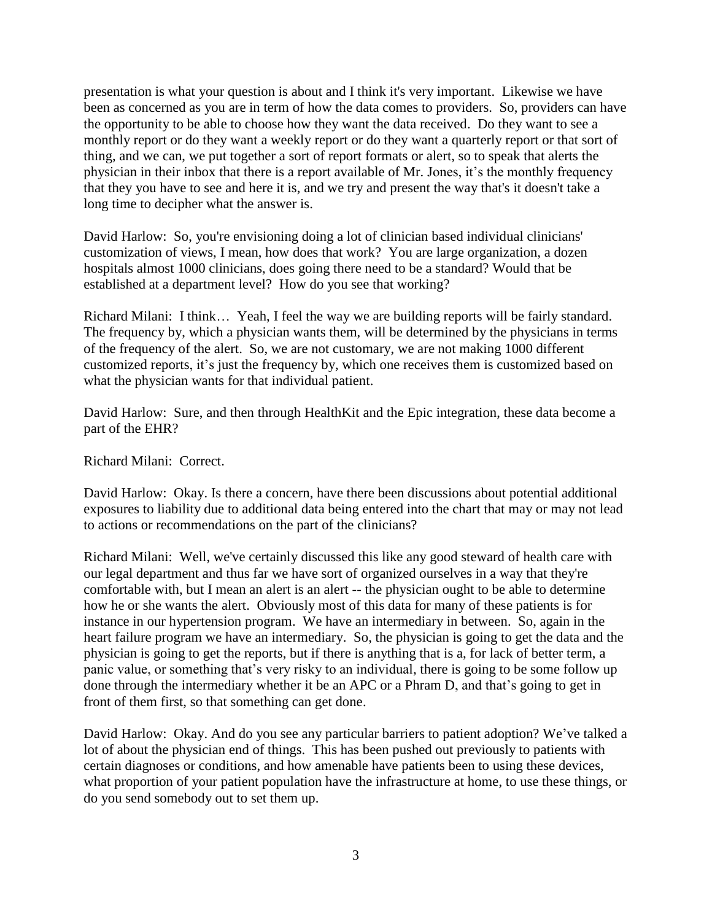presentation is what your question is about and I think it's very important. Likewise we have been as concerned as you are in term of how the data comes to providers. So, providers can have the opportunity to be able to choose how they want the data received. Do they want to see a monthly report or do they want a weekly report or do they want a quarterly report or that sort of thing, and we can, we put together a sort of report formats or alert, so to speak that alerts the physician in their inbox that there is a report available of Mr. Jones, it's the monthly frequency that they you have to see and here it is, and we try and present the way that's it doesn't take a long time to decipher what the answer is.

David Harlow: So, you're envisioning doing a lot of clinician based individual clinicians' customization of views, I mean, how does that work? You are large organization, a dozen hospitals almost 1000 clinicians, does going there need to be a standard? Would that be established at a department level? How do you see that working?

Richard Milani: I think… Yeah, I feel the way we are building reports will be fairly standard. The frequency by, which a physician wants them, will be determined by the physicians in terms of the frequency of the alert. So, we are not customary, we are not making 1000 different customized reports, it's just the frequency by, which one receives them is customized based on what the physician wants for that individual patient.

David Harlow: Sure, and then through HealthKit and the Epic integration, these data become a part of the EHR?

Richard Milani: Correct.

David Harlow: Okay. Is there a concern, have there been discussions about potential additional exposures to liability due to additional data being entered into the chart that may or may not lead to actions or recommendations on the part of the clinicians?

Richard Milani: Well, we've certainly discussed this like any good steward of health care with our legal department and thus far we have sort of organized ourselves in a way that they're comfortable with, but I mean an alert is an alert -- the physician ought to be able to determine how he or she wants the alert. Obviously most of this data for many of these patients is for instance in our hypertension program. We have an intermediary in between. So, again in the heart failure program we have an intermediary. So, the physician is going to get the data and the physician is going to get the reports, but if there is anything that is a, for lack of better term, a panic value, or something that's very risky to an individual, there is going to be some follow up done through the intermediary whether it be an APC or a Phram D, and that's going to get in front of them first, so that something can get done.

David Harlow: Okay. And do you see any particular barriers to patient adoption? We've talked a lot of about the physician end of things. This has been pushed out previously to patients with certain diagnoses or conditions, and how amenable have patients been to using these devices, what proportion of your patient population have the infrastructure at home, to use these things, or do you send somebody out to set them up.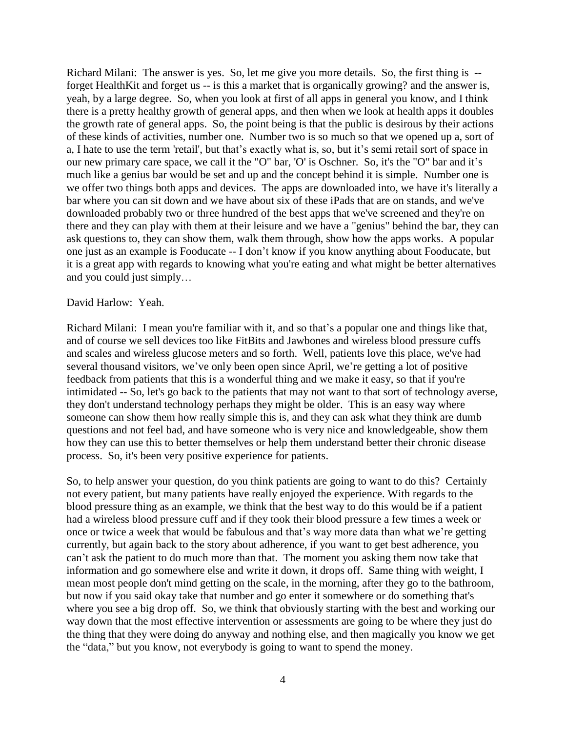Richard Milani: The answer is yes. So, let me give you more details. So, the first thing is -- forget HealthKit and forget us -- is this a market that is organically growing? and the answer is, yeah, by a large degree. So, when you look at first of all apps in general you know, and I think there is a pretty healthy growth of general apps, and then when we look at health apps it doubles the growth rate of general apps. So, the point being is that the public is desirous by their actions of these kinds of activities, number one. Number two is so much so that we opened up a, sort of a, I hate to use the term 'retail', but that's exactly what is, so, but it's semi retail sort of space in our new primary care space, we call it the "O" bar, 'O' is Oschner. So, it's the "O" bar and it's much like a genius bar would be set and up and the concept behind it is simple. Number one is we offer two things both apps and devices. The apps are downloaded into, we have it's literally a bar where you can sit down and we have about six of these iPads that are on stands, and we've downloaded probably two or three hundred of the best apps that we've screened and they're on there and they can play with them at their leisure and we have a "genius" behind the bar, they can ask questions to, they can show them, walk them through, show how the apps works. A popular one just as an example is Fooducate -- I don't know if you know anything about Fooducate, but it is a great app with regards to knowing what you're eating and what might be better alternatives and you could just simply…

David Harlow: Yeah.

Richard Milani: I mean you're familiar with it, and so that's a popular one and things like that, and of course we sell devices too like FitBits and Jawbones and wireless blood pressure cuffs and scales and wireless glucose meters and so forth. Well, patients love this place, we've had several thousand visitors, we've only been open since April, we're getting a lot of positive feedback from patients that this is a wonderful thing and we make it easy, so that if you're intimidated -- So, let's go back to the patients that may not want to that sort of technology averse, they don't understand technology perhaps they might be older. This is an easy way where someone can show them how really simple this is, and they can ask what they think are dumb questions and not feel bad, and have someone who is very nice and knowledgeable, show them how they can use this to better themselves or help them understand better their chronic disease process. So, it's been very positive experience for patients.

So, to help answer your question, do you think patients are going to want to do this? Certainly not every patient, but many patients have really enjoyed the experience. With regards to the blood pressure thing as an example, we think that the best way to do this would be if a patient had a wireless blood pressure cuff and if they took their blood pressure a few times a week or once or twice a week that would be fabulous and that's way more data than what we're getting currently, but again back to the story about adherence, if you want to get best adherence, you can't ask the patient to do much more than that. The moment you asking them now take that information and go somewhere else and write it down, it drops off. Same thing with weight, I mean most people don't mind getting on the scale, in the morning, after they go to the bathroom, but now if you said okay take that number and go enter it somewhere or do something that's where you see a big drop off. So, we think that obviously starting with the best and working our way down that the most effective intervention or assessments are going to be where they just do the thing that they were doing do anyway and nothing else, and then magically you know we get the "data," but you know, not everybody is going to want to spend the money.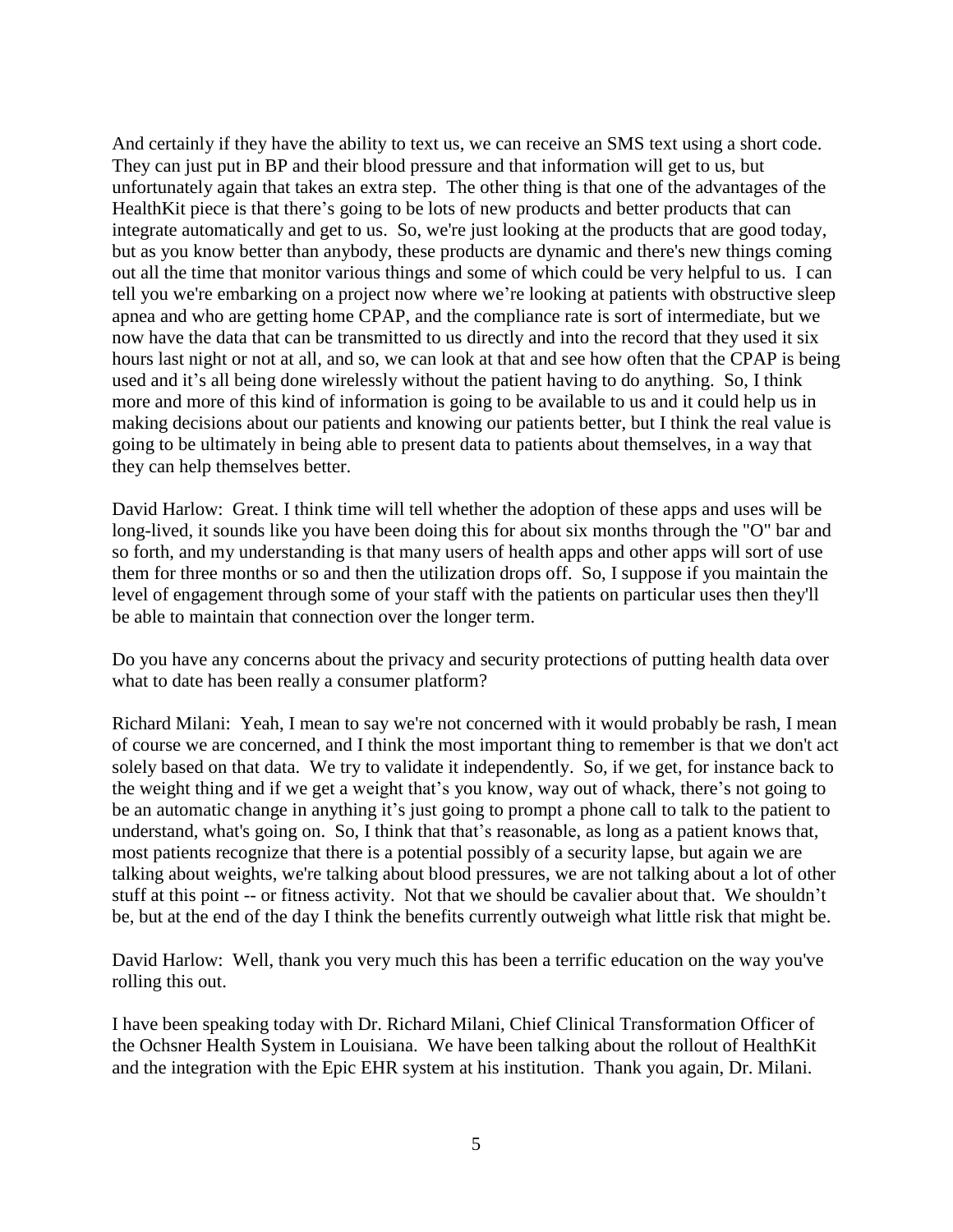And certainly if they have the ability to text us, we can receive an SMS text using a short code. They can just put in BP and their blood pressure and that information will get to us, but unfortunately again that takes an extra step. The other thing is that one of the advantages of the HealthKit piece is that there's going to be lots of new products and better products that can integrate automatically and get to us. So, we're just looking at the products that are good today, but as you know better than anybody, these products are dynamic and there's new things coming out all the time that monitor various things and some of which could be very helpful to us. I can tell you we're embarking on a project now where we're looking at patients with obstructive sleep apnea and who are getting home CPAP, and the compliance rate is sort of intermediate, but we now have the data that can be transmitted to us directly and into the record that they used it six hours last night or not at all, and so, we can look at that and see how often that the CPAP is being used and it's all being done wirelessly without the patient having to do anything. So, I think more and more of this kind of information is going to be available to us and it could help us in making decisions about our patients and knowing our patients better, but I think the real value is going to be ultimately in being able to present data to patients about themselves, in a way that they can help themselves better.

David Harlow: Great. I think time will tell whether the adoption of these apps and uses will be long-lived, it sounds like you have been doing this for about six months through the "O" bar and so forth, and my understanding is that many users of health apps and other apps will sort of use them for three months or so and then the utilization drops off. So, I suppose if you maintain the level of engagement through some of your staff with the patients on particular uses then they'll be able to maintain that connection over the longer term.

Do you have any concerns about the privacy and security protections of putting health data over what to date has been really a consumer platform?

Richard Milani: Yeah, I mean to say we're not concerned with it would probably be rash, I mean of course we are concerned, and I think the most important thing to remember is that we don't act solely based on that data. We try to validate it independently. So, if we get, for instance back to the weight thing and if we get a weight that's you know, way out of whack, there's not going to be an automatic change in anything it's just going to prompt a phone call to talk to the patient to understand, what's going on. So, I think that that's reasonable, as long as a patient knows that, most patients recognize that there is a potential possibly of a security lapse, but again we are talking about weights, we're talking about blood pressures, we are not talking about a lot of other stuff at this point -- or fitness activity. Not that we should be cavalier about that. We shouldn't be, but at the end of the day I think the benefits currently outweigh what little risk that might be.

David Harlow: Well, thank you very much this has been a terrific education on the way you've rolling this out.

I have been speaking today with Dr. Richard Milani, Chief Clinical Transformation Officer of the Ochsner Health System in Louisiana. We have been talking about the rollout of HealthKit and the integration with the Epic EHR system at his institution. Thank you again, Dr. Milani.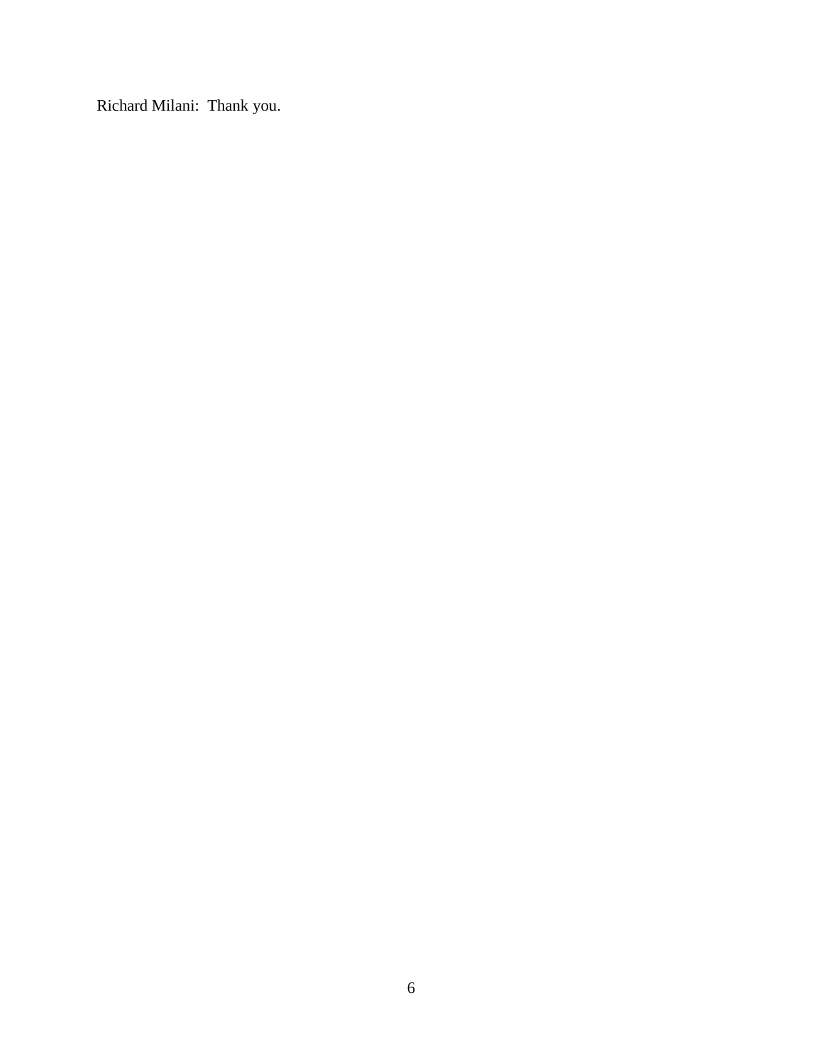Richard Milani:  Thank you.